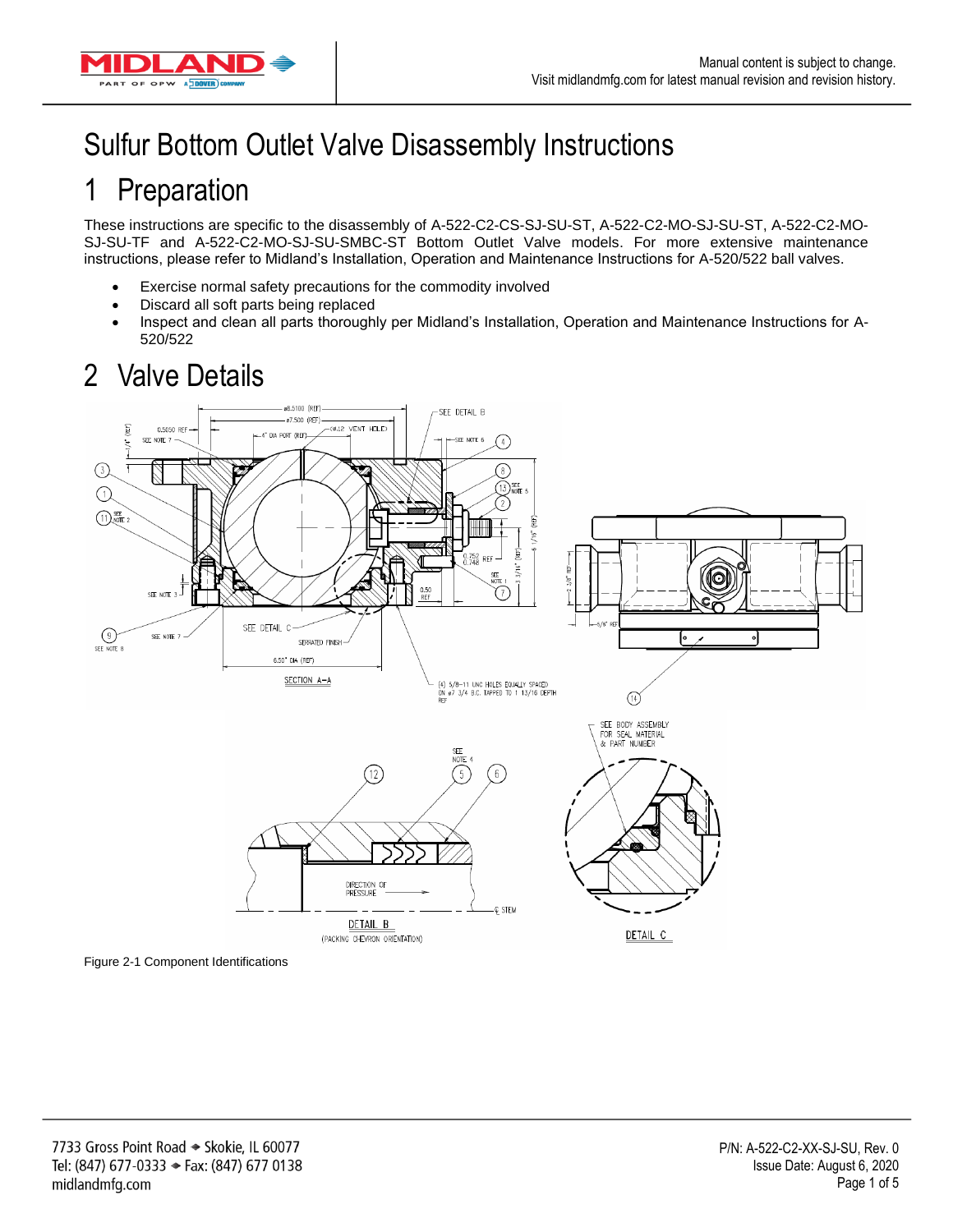# Sulfur Bottom Outlet Valve Disassembly Instructions

## 1 Preparation

These instructions are specific to the disassembly of A-522-C2-CS-SJ-SU-ST, A-522-C2-MO-SJ-SU-ST, A-522-C2-MO-SJ-SU-TF and A-522-C2-MO-SJ-SU-SMBC-ST Bottom Outlet Valve models. For more extensive maintenance instructions, please refer to Midland's Installation, Operation and Maintenance Instructions for A-520/522 ball valves.

- Exercise normal safety precautions for the commodity involved
- Discard all soft parts being replaced
- Inspect and clean all parts thoroughly per Midland's Installation, Operation and Maintenance Instructions for A-520/522

## 2 Valve Details

Figure 2-1 Component Identifications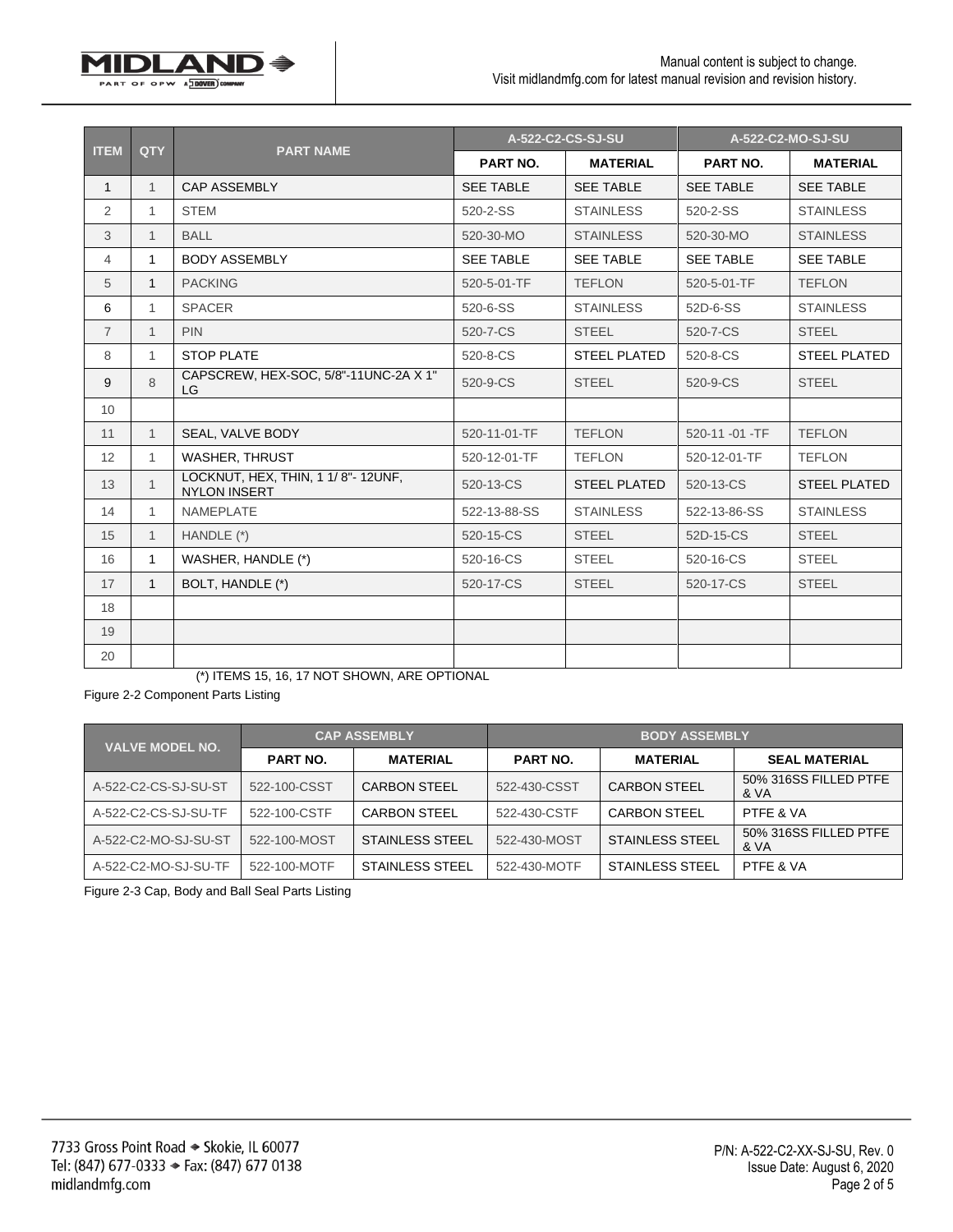| ITEM | QTY | PART NAME | A-522-C2-CS-SJ-SU | | A-522-C2-MO-SJ-SU | |
|---|---|---|---|---|---|---|
| | | | PART NO. | MATERIAL | PART NO. | MATERIAL |
| 1 | 1 | CAP ASSEMBLY | SEE TABLE | SEE TABLE | SEE TABLE | SEE TABLE |
| 2 | 1 | STEM | 520-2-SS | STAINLESS | 520-2-SS | STAINLESS |
| 3 | 1 | BALL | 520-30-MO | STAINLESS | 520-30-MO | STAINLESS |
| 4 | 1 | BODY ASSEMBLY | SEE TABLE | SEE TABLE | SEE TABLE | SEE TABLE |
| 5 | 1 | PACKING | 520-5-01-TF | TEFLON | 520-5-01-TF | TEFLON |
| 6 | 1 | SPACER | 520-6-SS | STAINLESS | 52D-6-SS | STAINLESS |
| 7 | 1 | PIN | 520-7-CS | STEEL | 520-7-CS | STEEL |
| 8 | 1 | STOP PLATE | 520-8-CS | STEEL PLATED | 520-8-CS | STEEL PLATED |
| 9 | 8 | CAPSCREW, HEX-SOC, 5/8"-11UNC-2A X 1" LG | 520-9-CS | STEEL | 520-9-CS | STEEL |
| 10 | | | | | | |
| 11 | 1 | SEAL, VALVE BODY | 520-11-01-TF | TEFLON | 520-11 -01 -TF | TEFLON |
| 12 | 1 | WASHER, THRUST | 520-12-01-TF | TEFLON | 520-12-01-TF | TEFLON |
| 13 | 1 | LOCKNUT, HEX, THIN, 1 1/ 8"- 12UNF, NYLON INSERT | 520-13-CS | STEEL PLATED | 520-13-CS | STEEL PLATED |
| 14 | 1 | NAMEPLATE | 522-13-88-SS | STAINLESS | 522-13-86-SS | STAINLESS |
| 15 | 1 | HANDLE (*) | 520-15-CS | STEEL | 52D-15-CS | STEEL |
| 16 | 1 | WASHER, HANDLE (*) | 520-16-CS | STEEL | 520-16-CS | STEEL |
| 17 | 1 | BOLT, HANDLE (*) | 520-17-CS | STEEL | 520-17-CS | STEEL |
| 18 | | | | | | |
| 19 | | | | | | |
| 20 | | | | | | |

(*) ITEMS 15, 16, 17 NOT SHOWN, ARE OPTIONAL

Figure 2-2 Component Parts Listing

| VALVE MODEL NO. | CAP ASSEMBLY | | BODY ASSEMBLY | | |
|---|---|---|---|---|---|
| | PART NO. | MATERIAL | PART NO. | MATERIAL | SEAL MATERIAL |
| A-522-C2-CS-SJ-SU-ST | 522-100-CSST | CARBON STEEL | 522-430-CSST | CARBON STEEL | 50% 316SS FILLED PTFE & VA |
| A-522-C2-CS-SJ-SU-TF | 522-100-CSTF | CARBON STEEL | 522-430-CSTF | CARBON STEEL | PTFE & VA |
| A-522-C2-MO-SJ-SU-ST | 522-100-MOST | STAINLESS STEEL | 522-430-MOST | STAINLESS STEEL | 50% 316SS FILLED PTFE & VA |
| A-522-C2-MO-SJ-SU-TF | 522-100-MOTF | STAINLESS STEEL | 522-430-MOTF | STAINLESS STEEL | PTFE & VA |

Figure 2-3 Cap, Body and Ball Seal Parts Listing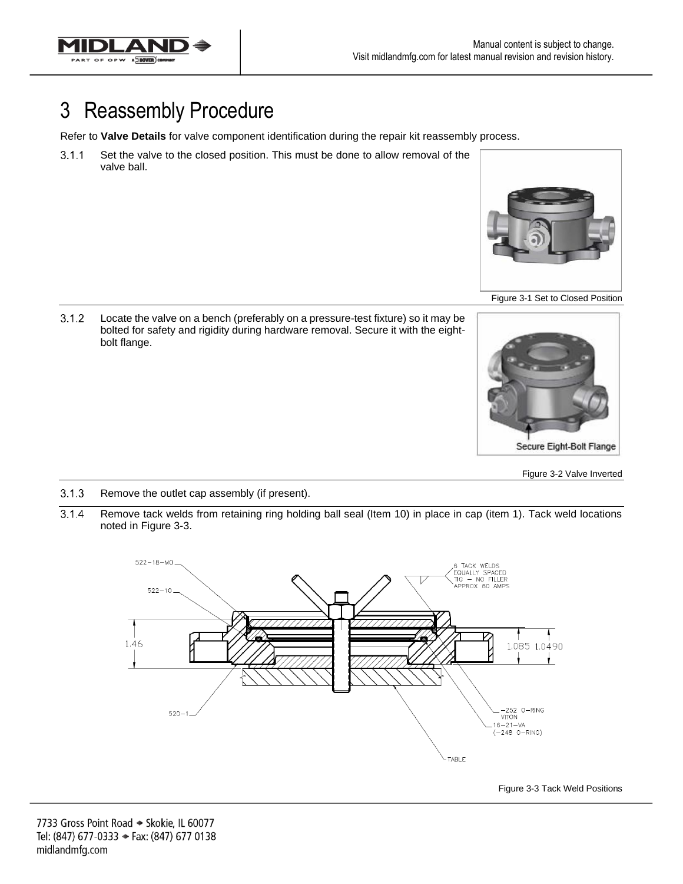# 3 Reassembly Procedure

Refer to **Valve Details** for valve component identification during the repair kit reassembly process.

3.1.1 Set the valve to the closed position. This must be done to allow removal of the valve ball.

Figure 3-1 Set to Closed Position

3.1.2 Locate the valve on a bench (preferably on a pressure-test fixture) so it may be bolted for safety and rigidity during hardware removal. Secure it with the eight-bolt flange.

Secure Eight-Bolt Flange

Figure 3-2 Valve Inverted

3.1.3 Remove the outlet cap assembly (if present).

3.1.4 Remove tack welds from retaining ring holding ball seal (Item 10) in place in cap (item 1). Tack weld locations noted in Figure 3-3.

522-18-MO

522-10

6 TACK WELDS EQUALLY SPACED TIG – NO FILLER APPROX 60 AMPS

1.46

1.085 1.0490

520-1

-252 O-RING VITON

16-21-VA (-248 O-RING)

TABLE

Figure 3-3 Tack Weld Positions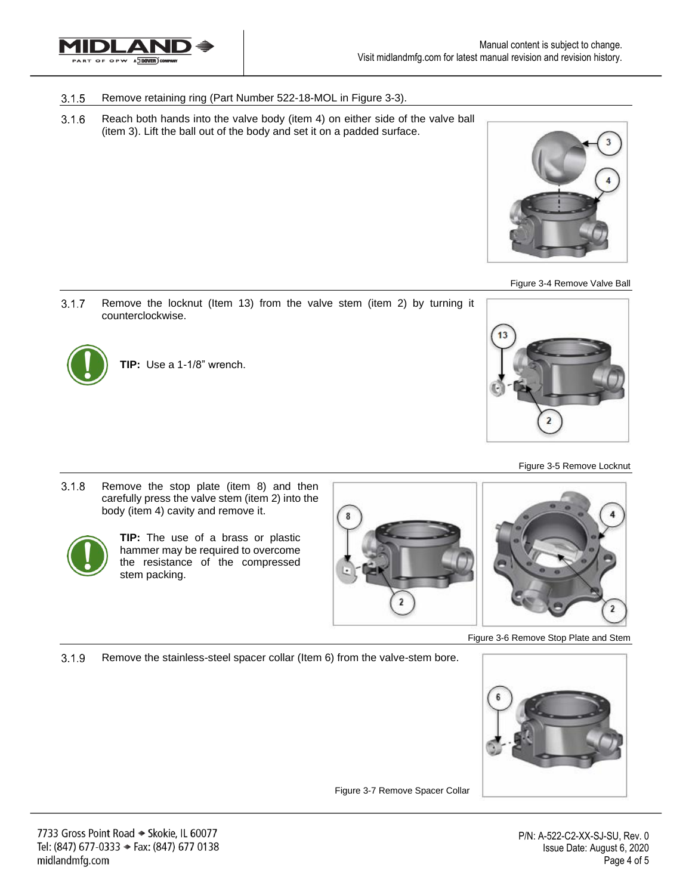3.1.5 Remove retaining ring (Part Number 522-18-MOL in Figure 3-3).

3.1.6 Reach both hands into the valve body (item 4) on either side of the valve ball (item 3). Lift the ball out of the body and set it on a padded surface.

Figure 3-4 Remove Valve Ball

3.1.7 Remove the locknut (Item 13) from the valve stem (item 2) by turning it counterclockwise.

**TIP:** Use a 1-1/8” wrench.

Figure 3-5 Remove Locknut

3.1.8 Remove the stop plate (item 8) and then carefully press the valve stem (item 2) into the body (item 4) cavity and remove it.

**TIP:** The use of a brass or plastic hammer may be required to overcome the resistance of the compressed stem packing.

Figure 3-6 Remove Stop Plate and Stem

3.1.9 Remove the stainless-steel spacer collar (Item 6) from the valve-stem bore.

Figure 3-7 Remove Spacer Collar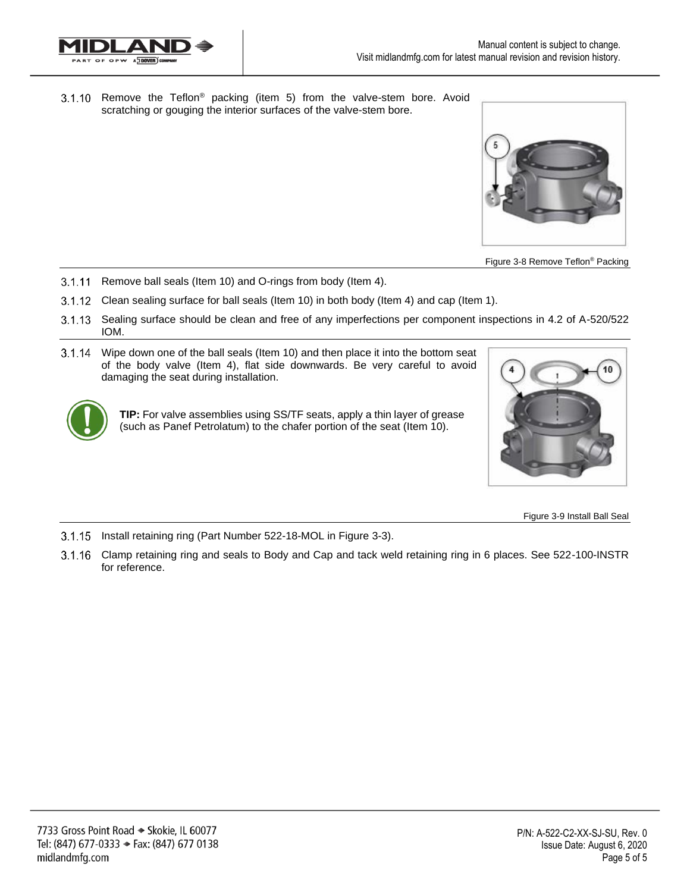3.1.10 Remove the Teflon® packing (item 5) from the valve-stem bore. Avoid scratching or gouging the interior surfaces of the valve-stem bore.

Figure 3-8 Remove Teflon® Packing

3.1.11 Remove ball seals (Item 10) and O-rings from body (Item 4).

3.1.12 Clean sealing surface for ball seals (Item 10) in both body (Item 4) and cap (Item 1).

3.1.13 Sealing surface should be clean and free of any imperfections per component inspections in 4.2 of A-520/522 IOM.

3.1.14 Wipe down one of the ball seals (Item 10) and then place it into the bottom seat of the body valve (Item 4), flat side downwards. Be very careful to avoid damaging the seat during installation.

**TIP:** For valve assemblies using SS/TF seats, apply a thin layer of grease (such as Panef Petrolatum) to the chafer portion of the seat (Item 10).

Figure 3-9 Install Ball Seal

3.1.15 Install retaining ring (Part Number 522-18-MOL in Figure 3-3).

3.1.16 Clamp retaining ring and seals to Body and Cap and tack weld retaining ring in 6 places. See 522-100-INSTR for reference.